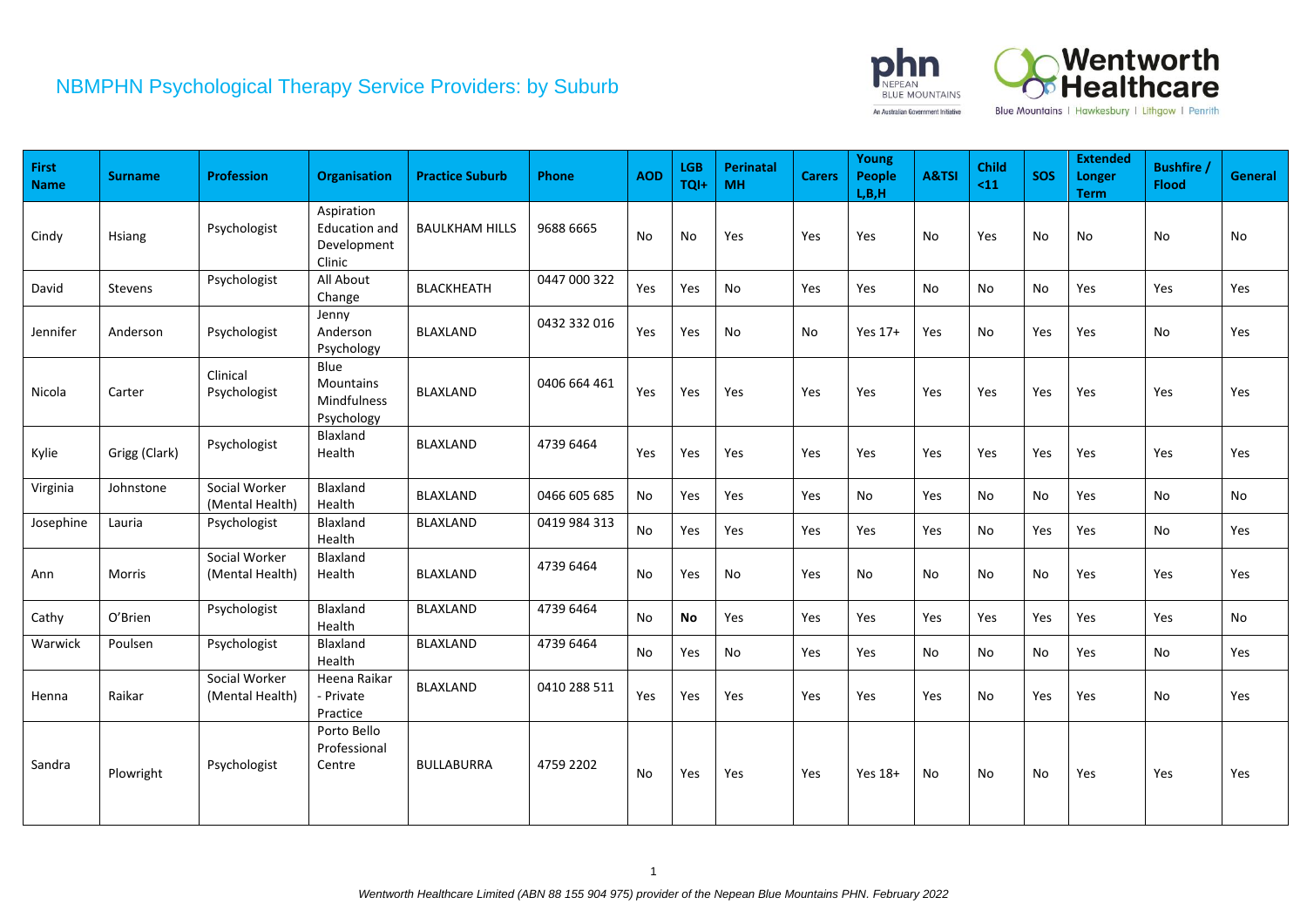# NBMPHN Psychological Therapy Service Providers: by Suburb

| First Name | Surname | Profession | Organisation | Practice Suburb | Phone | AOD | LGB TQI+ | Perinatal MH | Carers | Young People L,B,H | A&TSI | Child <11 | SOS | Extended Longer Term | Bushfire / Flood | General |
|---|---|---|---|---|---|---|---|---|---|---|---|---|---|---|---|---|
| Cindy | Hsiang | Psychologist | Aspiration Education and Development Clinic | BAULKHAM HILLS | 9688 6665 | No | No | Yes | Yes | Yes | No | Yes | No | No | No | No |
| David | Stevens | Psychologist | All About Change | BLACKHEATH | 0447 000 322 | Yes | Yes | No | Yes | Yes | No | No | No | Yes | Yes | Yes |
| Jennifer | Anderson | Psychologist | Jenny Anderson Psychology | BLAXLAND | 0432 332 016 | Yes | Yes | No | No | Yes 17+ | Yes | No | Yes | Yes | No | Yes |
| Nicola | Carter | Clinical Psychologist | Blue Mountains Mindfulness Psychology | BLAXLAND | 0406 664 461 | Yes | Yes | Yes | Yes | Yes | Yes | Yes | Yes | Yes | Yes | Yes |
| Kylie | Grigg (Clark) | Psychologist | Blaxland Health | BLAXLAND | 4739 6464 | Yes | Yes | Yes | Yes | Yes | Yes | Yes | Yes | Yes | Yes | Yes |
| Virginia | Johnstone | Social Worker (Mental Health) | Blaxland Health | BLAXLAND | 0466 605 685 | No | Yes | Yes | Yes | No | Yes | No | No | Yes | No | No |
| Josephine | Lauria | Psychologist | Blaxland Health | BLAXLAND | 0419 984 313 | No | Yes | Yes | Yes | Yes | Yes | No | Yes | Yes | No | Yes |
| Ann | Morris | Social Worker (Mental Health) | Blaxland Health | BLAXLAND | 4739 6464 | No | Yes | No | Yes | No | No | No | No | Yes | Yes | Yes |
| Cathy | O'Brien | Psychologist | Blaxland Health | BLAXLAND | 4739 6464 | No | **No** | Yes | Yes | Yes | Yes | Yes | Yes | Yes | Yes | No |
| Warwick | Poulsen | Psychologist | Blaxland Health | BLAXLAND | 4739 6464 | No | Yes | No | Yes | Yes | No | No | No | Yes | No | Yes |
| Henna | Raikar | Social Worker (Mental Health) | Heena Raikar - Private Practice | BLAXLAND | 0410 288 511 | Yes | Yes | Yes | Yes | Yes | Yes | No | Yes | Yes | No | Yes |
| Sandra | Plowright | Psychologist | Porto Bello Professional Centre | BULLABURRA | 4759 2202 | No | Yes | Yes | Yes | Yes 18+ | No | No | No | Yes | Yes | Yes |

*Wentworth Healthcare Limited (ABN 88 155 904 975) provider of the Nepean Blue Mountains PHN. February 2022*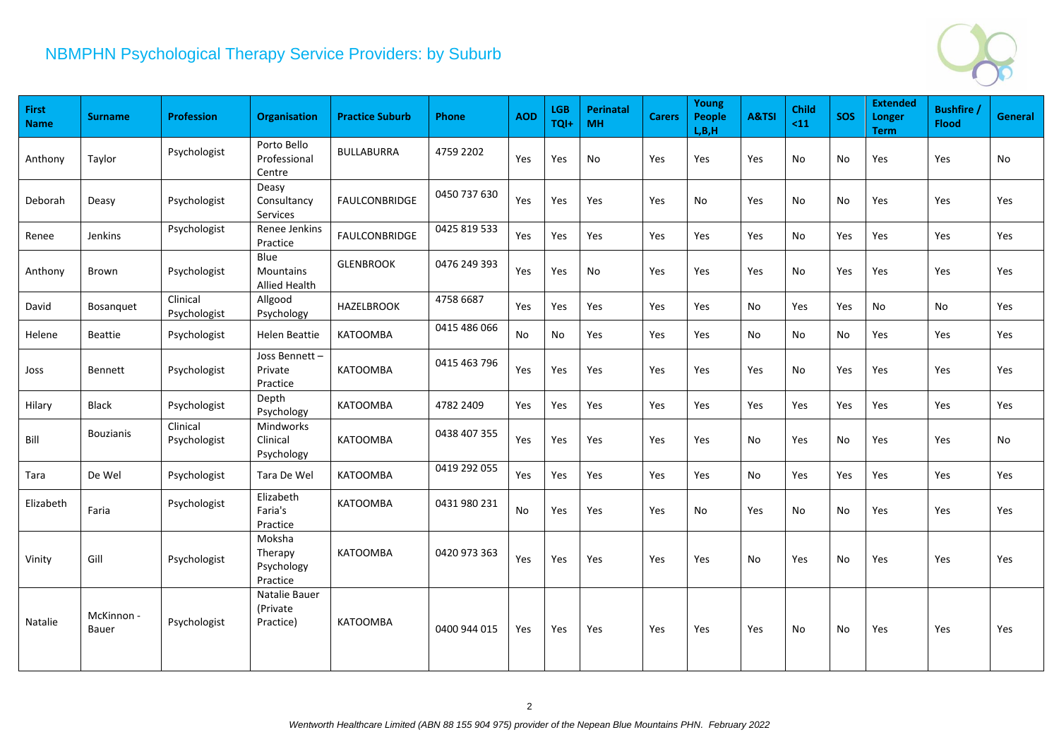# NBMPHN Psychological Therapy Service Providers: by Suburb

| First Name | Surname | Profession | Organisation | Practice Suburb | Phone | AOD | LGB TQI+ | Perinatal MH | Carers | Young People L,B,H | A&TSI | Child <11 | SOS | Extended Longer Term | Bushfire / Flood | General |
|---|---|---|---|---|---|---|---|---|---|---|---|---|---|---|---|---|
| Anthony | Taylor | Psychologist | Porto Bello Professional Centre | BULLABURRA | 4759 2202 | Yes | Yes | No | Yes | Yes | Yes | No | No | Yes | Yes | No |
| Deborah | Deasy | Psychologist | Deasy Consultancy Services | FAULCONBRIDGE | 0450 737 630 | Yes | Yes | Yes | Yes | No | Yes | No | No | Yes | Yes | Yes |
| Renee | Jenkins | Psychologist | Renee Jenkins Practice | FAULCONBRIDGE | 0425 819 533 | Yes | Yes | Yes | Yes | Yes | Yes | No | Yes | Yes | Yes | Yes |
| Anthony | Brown | Psychologist | Blue Mountains Allied Health | GLENBROOK | 0476 249 393 | Yes | Yes | No | Yes | Yes | Yes | No | Yes | Yes | Yes | Yes |
| David | Bosanquet | Clinical Psychologist | Allgood Psychology | HAZELBROOK | 4758 6687 | Yes | Yes | Yes | Yes | Yes | No | Yes | Yes | No | No | Yes |
| Helene | Beattie | Psychologist | Helen Beattie | KATOOMBA | 0415 486 066 | No | No | Yes | Yes | Yes | No | No | No | Yes | Yes | Yes |
| Joss | Bennett | Psychologist | Joss Bennett – Private Practice | KATOOMBA | 0415 463 796 | Yes | Yes | Yes | Yes | Yes | Yes | No | Yes | Yes | Yes | Yes |
| Hilary | Black | Psychologist | Depth Psychology | KATOOMBA | 4782 2409 | Yes | Yes | Yes | Yes | Yes | Yes | Yes | Yes | Yes | Yes | Yes |
| Bill | Bouzianis | Clinical Psychologist | Mindworks Clinical Psychology | KATOOMBA | 0438 407 355 | Yes | Yes | Yes | Yes | Yes | No | Yes | No | Yes | Yes | No |
| Tara | De Wel | Psychologist | Tara De Wel | KATOOMBA | 0419 292 055 | Yes | Yes | Yes | Yes | Yes | No | Yes | Yes | Yes | Yes | Yes |
| Elizabeth | Faria | Psychologist | Elizabeth Faria's Practice | KATOOMBA | 0431 980 231 | No | Yes | Yes | Yes | No | Yes | No | No | Yes | Yes | Yes |
| Vinity | Gill | Psychologist | Moksha Therapy Psychology Practice | KATOOMBA | 0420 973 363 | Yes | Yes | Yes | Yes | Yes | No | Yes | No | Yes | Yes | Yes |
| Natalie | McKinnon - Bauer | Psychologist | Natalie Bauer (Private Practice) | KATOOMBA | 0400 944 015 | Yes | Yes | Yes | Yes | Yes | Yes | No | No | Yes | Yes | Yes |

*Wentworth Healthcare Limited (ABN 88 155 904 975) provider of the Nepean Blue Mountains PHN. February 2022*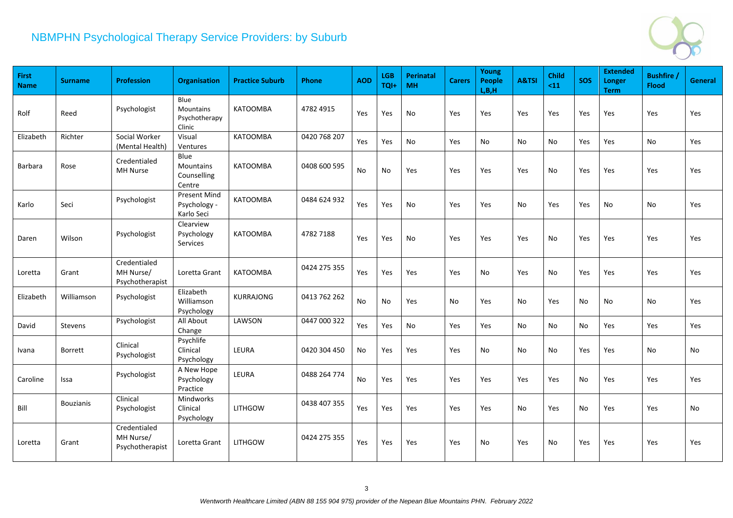# NBMPHN Psychological Therapy Service Providers: by Suburb

| First Name | Surname | Profession | Organisation | Practice Suburb | Phone | AOD | LGB TQI+ | Perinatal MH | Carers | Young People L,B,H | A&TSI | Child <11 | SOS | Extended Longer Term | Bushfire / Flood | General |
|---|---|---|---|---|---|---|---|---|---|---|---|---|---|---|---|---|
| Rolf | Reed | Psychologist | Blue Mountains Psychotherapy Clinic | KATOOMBA | 4782 4915 | Yes | Yes | No | Yes | Yes | Yes | Yes | Yes | Yes | Yes | Yes |
| Elizabeth | Richter | Social Worker (Mental Health) | Visual Ventures | KATOOMBA | 0420 768 207 | Yes | Yes | No | Yes | No | No | No | Yes | Yes | No | Yes |
| Barbara | Rose | Credentialed MH Nurse | Blue Mountains Counselling Centre | KATOOMBA | 0408 600 595 | No | No | Yes | Yes | Yes | Yes | No | Yes | Yes | Yes | Yes |
| Karlo | Seci | Psychologist | Present Mind Psychology - Karlo Seci | KATOOMBA | 0484 624 932 | Yes | Yes | No | Yes | Yes | No | Yes | Yes | No | No | Yes |
| Daren | Wilson | Psychologist | Clearview Psychology Services | KATOOMBA | 4782 7188 | Yes | Yes | No | Yes | Yes | Yes | No | Yes | Yes | Yes | Yes |
| Loretta | Grant | Credentialed MH Nurse/ Psychotherapist | Loretta Grant | KATOOMBA | 0424 275 355 | Yes | Yes | Yes | Yes | No | Yes | No | Yes | Yes | Yes | Yes |
| Elizabeth | Williamson | Psychologist | Elizabeth Williamson Psychology | KURRAJONG | 0413 762 262 | No | No | Yes | No | Yes | No | Yes | No | No | No | Yes |
| David | Stevens | Psychologist | All About Change | LAWSON | 0447 000 322 | Yes | Yes | No | Yes | Yes | No | No | No | Yes | Yes | Yes |
| Ivana | Borrett | Clinical Psychologist | Psychlife Clinical Psychology | LEURA | 0420 304 450 | No | Yes | Yes | Yes | No | No | No | Yes | Yes | No | No |
| Caroline | Issa | Psychologist | A New Hope Psychology Practice | LEURA | 0488 264 774 | No | Yes | Yes | Yes | Yes | Yes | Yes | No | Yes | Yes | Yes |
| Bill | Bouzianis | Clinical Psychologist | Mindworks Clinical Psychology | LITHGOW | 0438 407 355 | Yes | Yes | Yes | Yes | Yes | No | Yes | No | Yes | Yes | No |
| Loretta | Grant | Credentialed MH Nurse/ Psychotherapist | Loretta Grant | LITHGOW | 0424 275 355 | Yes | Yes | Yes | Yes | No | Yes | No | Yes | Yes | Yes | Yes |

*Wentworth Healthcare Limited (ABN 88 155 904 975) provider of the Nepean Blue Mountains PHN. February 2022*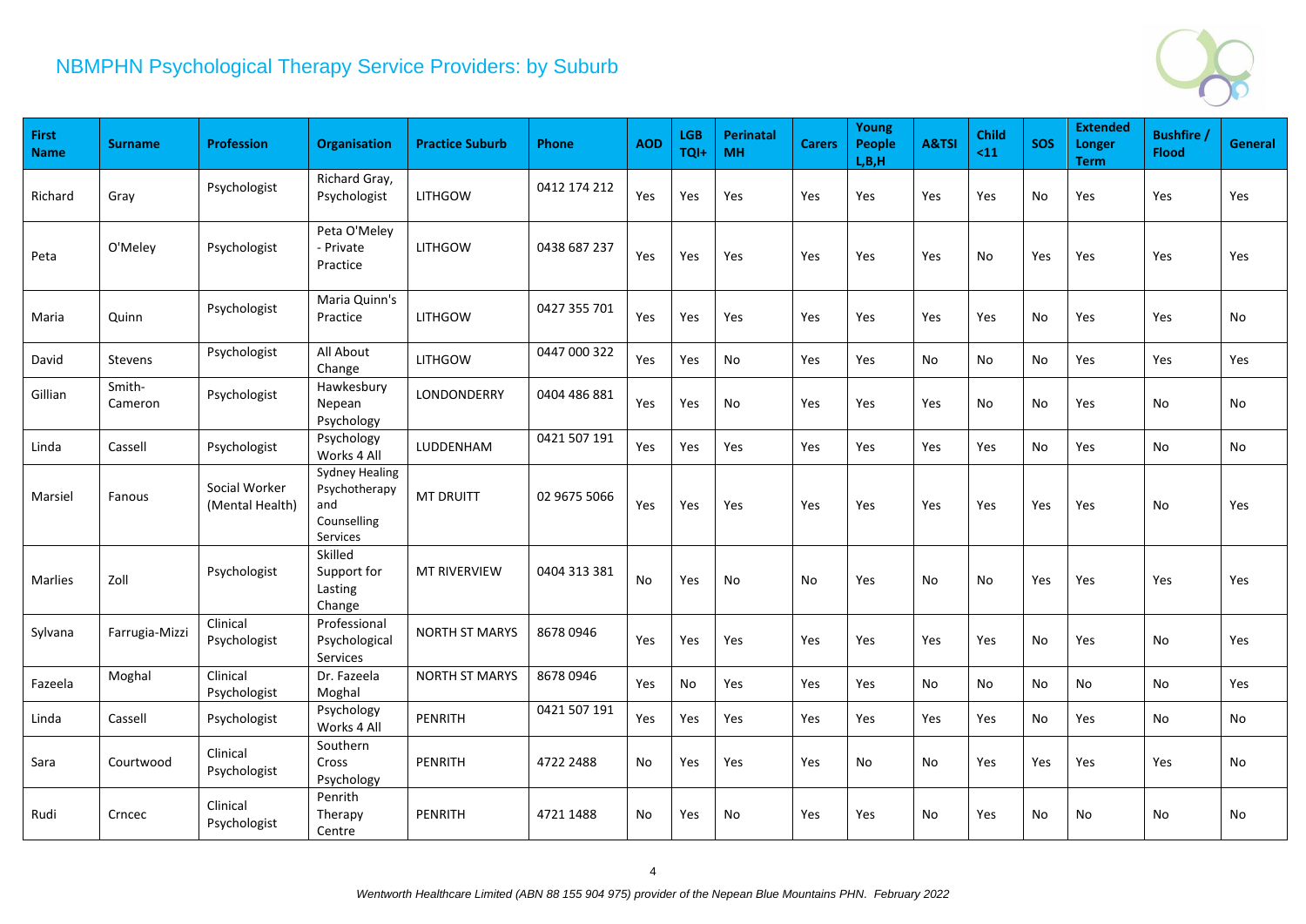# NBMPHN Psychological Therapy Service Providers: by Suburb

| First Name | Surname | Profession | Organisation | Practice Suburb | Phone | AOD | LGB TQI+ | Perinatal MH | Carers | Young People L,B,H | A&TSI | Child <11 | SOS | Extended Longer Term | Bushfire / Flood | General |
|---|---|---|---|---|---|---|---|---|---|---|---|---|---|---|---|---|
| Richard | Gray | Psychologist | Richard Gray, Psychologist | LITHGOW | 0412 174 212 | Yes | Yes | Yes | Yes | Yes | Yes | Yes | No | Yes | Yes | Yes |
| Peta | O'Meley | Psychologist | Peta O'Meley - Private Practice | LITHGOW | 0438 687 237 | Yes | Yes | Yes | Yes | Yes | Yes | No | Yes | Yes | Yes | Yes |
| Maria | Quinn | Psychologist | Maria Quinn's Practice | LITHGOW | 0427 355 701 | Yes | Yes | Yes | Yes | Yes | Yes | Yes | No | Yes | Yes | No |
| David | Stevens | Psychologist | All About Change | LITHGOW | 0447 000 322 | Yes | Yes | No | Yes | Yes | No | No | No | Yes | Yes | Yes |
| Gillian | Smith-Cameron | Psychologist | Hawkesbury Nepean Psychology | LONDONDERRY | 0404 486 881 | Yes | Yes | No | Yes | Yes | Yes | No | No | Yes | No | No |
| Linda | Cassell | Psychologist | Psychology Works 4 All | LUDDENHAM | 0421 507 191 | Yes | Yes | Yes | Yes | Yes | Yes | Yes | No | Yes | No | No |
| Marsiel | Fanous | Social Worker (Mental Health) | Sydney Healing Psychotherapy and Counselling Services | MT DRUITT | 02 9675 5066 | Yes | Yes | Yes | Yes | Yes | Yes | Yes | Yes | Yes | No | Yes |
| Marlies | Zoll | Psychologist | Skilled Support for Lasting Change | MT RIVERVIEW | 0404 313 381 | No | Yes | No | No | Yes | No | No | Yes | Yes | Yes | Yes |
| Sylvana | Farrugia-Mizzi | Clinical Psychologist | Professional Psychological Services | NORTH ST MARYS | 8678 0946 | Yes | Yes | Yes | Yes | Yes | Yes | Yes | No | Yes | No | Yes |
| Fazeela | Moghal | Clinical Psychologist | Dr. Fazeela Moghal | NORTH ST MARYS | 8678 0946 | Yes | No | Yes | Yes | Yes | No | No | No | No | No | Yes |
| Linda | Cassell | Psychologist | Psychology Works 4 All | PENRITH | 0421 507 191 | Yes | Yes | Yes | Yes | Yes | Yes | Yes | No | Yes | No | No |
| Sara | Courtwood | Clinical Psychologist | Southern Cross Psychology | PENRITH | 4722 2488 | No | Yes | Yes | Yes | No | No | Yes | Yes | Yes | Yes | No |
| Rudi | Crncec | Clinical Psychologist | Penrith Therapy Centre | PENRITH | 4721 1488 | No | Yes | No | Yes | Yes | No | Yes | No | No | No | No |

*Wentworth Healthcare Limited (ABN 88 155 904 975) provider of the Nepean Blue Mountains PHN. February 2022*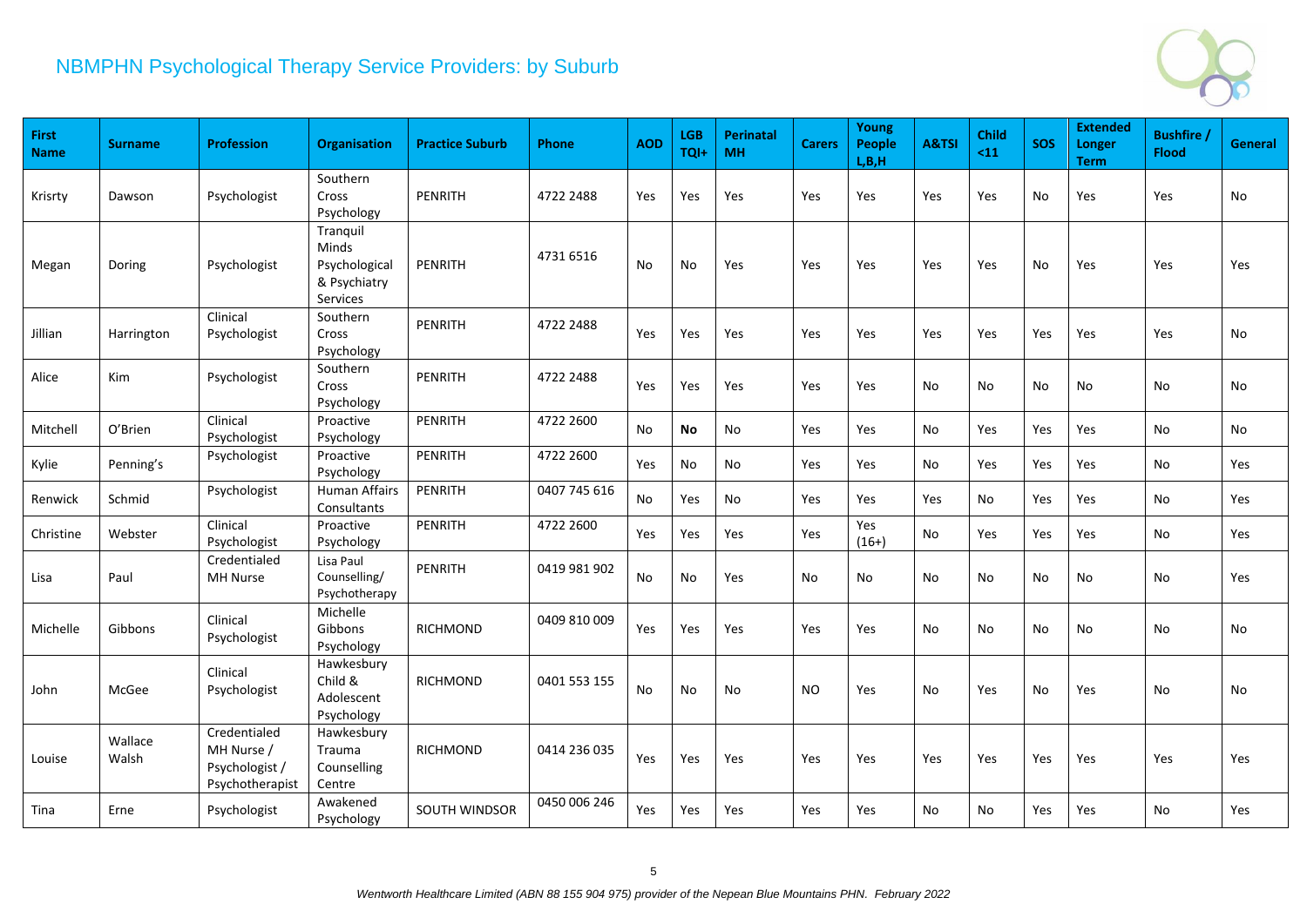## NBMPHN Psychological Therapy Service Providers: by Suburb

| First Name | Surname | Profession | Organisation | Practice Suburb | Phone | AOD | LGB TQI+ | Perinatal MH | Carers | Young People L,B,H | A&TSI | Child <11 | SOS | Extended Longer Term | Bushfire / Flood | General |
|---|---|---|---|---|---|---|---|---|---|---|---|---|---|---|---|---|
| Krisrty | Dawson | Psychologist | Southern Cross Psychology | PENRITH | 4722 2488 | Yes | Yes | Yes | Yes | Yes | Yes | Yes | No | Yes | Yes | No |
| Megan | Doring | Psychologist | Tranquil Minds Psychological & Psychiatry Services | PENRITH | 4731 6516 | No | No | Yes | Yes | Yes | Yes | Yes | No | Yes | Yes | Yes |
| Jillian | Harrington | Clinical Psychologist | Southern Cross Psychology | PENRITH | 4722 2488 | Yes | Yes | Yes | Yes | Yes | Yes | Yes | Yes | Yes | Yes | No |
| Alice | Kim | Psychologist | Southern Cross Psychology | PENRITH | 4722 2488 | Yes | Yes | Yes | Yes | Yes | No | No | No | No | No | No |
| Mitchell | O'Brien | Clinical Psychologist | Proactive Psychology | PENRITH | 4722 2600 | No | **No** | No | Yes | Yes | No | Yes | Yes | Yes | No | No |
| Kylie | Penning's | Psychologist | Proactive Psychology | PENRITH | 4722 2600 | Yes | No | No | Yes | Yes | No | Yes | Yes | Yes | No | Yes |
| Renwick | Schmid | Psychologist | Human Affairs Consultants | PENRITH | 0407 745 616 | No | Yes | No | Yes | Yes | Yes | No | Yes | Yes | No | Yes |
| Christine | Webster | Clinical Psychologist | Proactive Psychology | PENRITH | 4722 2600 | Yes | Yes | Yes | Yes | Yes (16+) | No | Yes | Yes | Yes | No | Yes |
| Lisa | Paul | Credentialed MH Nurse | Lisa Paul Counselling/ Psychotherapy | PENRITH | 0419 981 902 | No | No | Yes | No | No | No | No | No | No | No | Yes |
| Michelle | Gibbons | Clinical Psychologist | Michelle Gibbons Psychology | RICHMOND | 0409 810 009 | Yes | Yes | Yes | Yes | Yes | No | No | No | No | No | No |
| John | McGee | Clinical Psychologist | Hawkesbury Child & Adolescent Psychology | RICHMOND | 0401 553 155 | No | No | No | NO | Yes | No | Yes | No | Yes | No | No |
| Louise | Wallace Walsh | Credentialed MH Nurse / Psychologist / Psychotherapist | Hawkesbury Trauma Counselling Centre | RICHMOND | 0414 236 035 | Yes | Yes | Yes | Yes | Yes | Yes | Yes | Yes | Yes | Yes | Yes |
| Tina | Erne | Psychologist | Awakened Psychology | SOUTH WINDSOR | 0450 006 246 | Yes | Yes | Yes | Yes | Yes | No | No | Yes | Yes | No | Yes |

*Wentworth Healthcare Limited (ABN 88 155 904 975) provider of the Nepean Blue Mountains PHN. February 2022*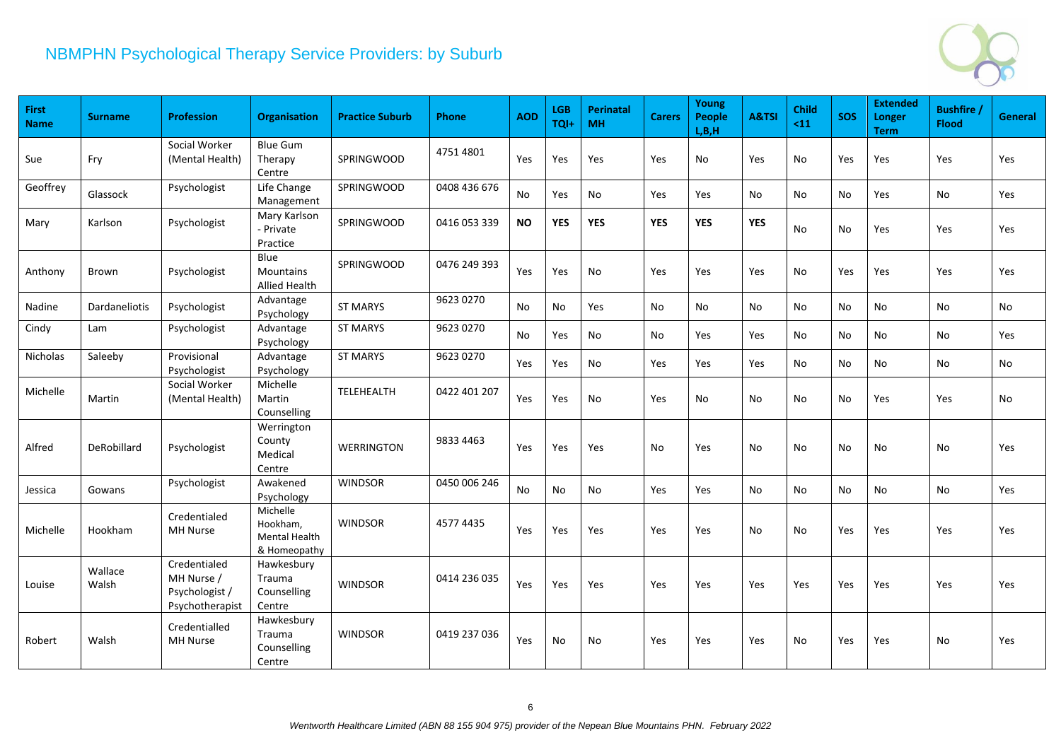## NBMPHN Psychological Therapy Service Providers: by Suburb

| First Name | Surname | Profession | Organisation | Practice Suburb | Phone | AOD | LGB TQI+ | Perinatal MH | Carers | Young People L,B,H | A&TSI | Child <11 | SOS | Extended Longer Term | Bushfire / Flood | General |
|---|---|---|---|---|---|---|---|---|---|---|---|---|---|---|---|---|
| Sue | Fry | Social Worker (Mental Health) | Blue Gum Therapy Centre | SPRINGWOOD | 4751 4801 | Yes | Yes | Yes | Yes | No | Yes | No | Yes | Yes | Yes | Yes |
| Geoffrey | Glassock | Psychologist | Life Change Management | SPRINGWOOD | 0408 436 676 | No | Yes | No | Yes | Yes | No | No | No | Yes | No | Yes |
| Mary | Karlson | Psychologist | Mary Karlson - Private Practice | SPRINGWOOD | 0416 053 339 | **NO** | **YES** | **YES** | **YES** | **YES** | **YES** | No | No | Yes | Yes | Yes |
| Anthony | Brown | Psychologist | Blue Mountains Allied Health | SPRINGWOOD | 0476 249 393 | Yes | Yes | No | Yes | Yes | Yes | No | Yes | Yes | Yes | Yes |
| Nadine | Dardaneliotis | Psychologist | Advantage Psychology | ST MARYS | 9623 0270 | No | No | Yes | No | No | No | No | No | No | No | No |
| Cindy | Lam | Psychologist | Advantage Psychology | ST MARYS | 9623 0270 | No | Yes | No | No | Yes | Yes | No | No | No | No | Yes |
| Nicholas | Saleeby | Provisional Psychologist | Advantage Psychology | ST MARYS | 9623 0270 | Yes | Yes | No | Yes | Yes | Yes | No | No | No | No | No |
| Michelle | Martin | Social Worker (Mental Health) | Michelle Martin Counselling | TELEHEALTH | 0422 401 207 | Yes | Yes | No | Yes | No | No | No | No | Yes | Yes | No |
| Alfred | DeRobillard | Psychologist | Werrington County Medical Centre | WERRINGTON | 9833 4463 | Yes | Yes | Yes | No | Yes | No | No | No | No | No | Yes |
| Jessica | Gowans | Psychologist | Awakened Psychology | WINDSOR | 0450 006 246 | No | No | No | Yes | Yes | No | No | No | No | No | Yes |
| Michelle | Hookham | Credentialed MH Nurse | Michelle Hookham, Mental Health & Homeopathy | WINDSOR | 4577 4435 | Yes | Yes | Yes | Yes | Yes | No | No | Yes | Yes | Yes | Yes |
| Louise | Wallace Walsh | Credentialed MH Nurse / Psychologist / Psychotherapist | Hawkesbury Trauma Counselling Centre | WINDSOR | 0414 236 035 | Yes | Yes | Yes | Yes | Yes | Yes | Yes | Yes | Yes | Yes | Yes |
| Robert | Walsh | Credentialled MH Nurse | Hawkesbury Trauma Counselling Centre | WINDSOR | 0419 237 036 | Yes | No | No | Yes | Yes | Yes | No | Yes | Yes | No | Yes |

*Wentworth Healthcare Limited (ABN 88 155 904 975) provider of the Nepean Blue Mountains PHN. February 2022*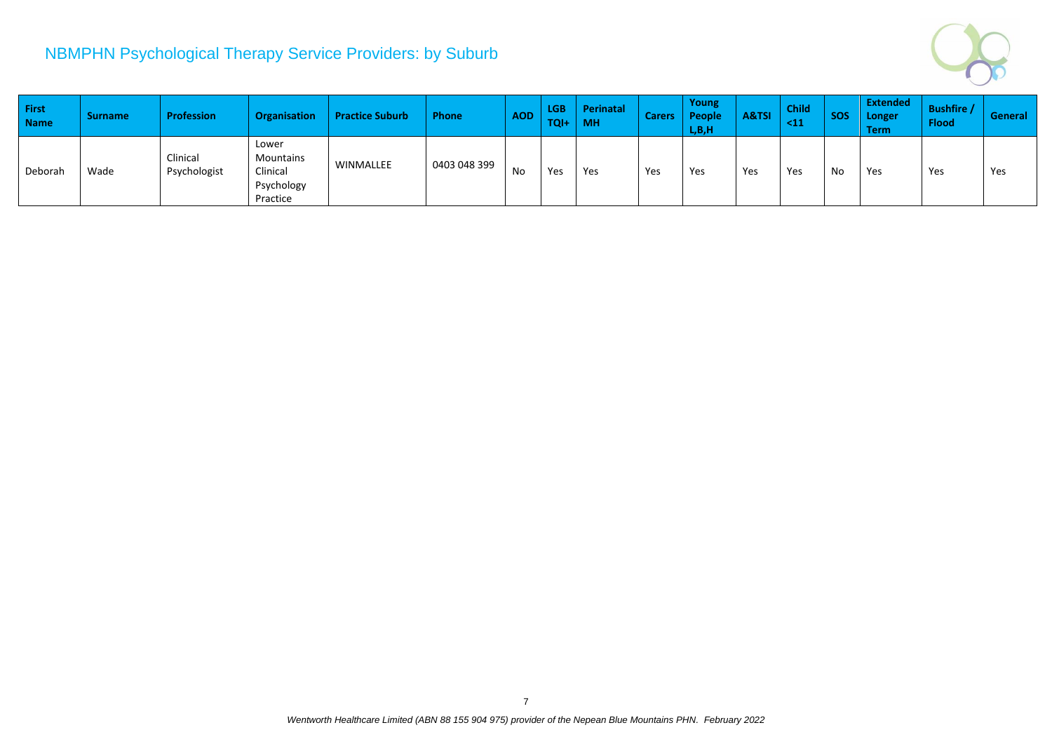# NBMPHN Psychological Therapy Service Providers: by Suburb

| First Name | Surname | Profession | Organisation | Practice Suburb | Phone | AOD | LGB TQI+ | Perinatal MH | Carers | Young People L,B,H | A&TSI | Child <11 | SOS | Extended Longer Term | Bushfire / Flood | General |
|---|---|---|---|---|---|---|---|---|---|---|---|---|---|---|---|---|
| Deborah | Wade | Clinical Psychologist | Lower Mountains Clinical Psychology Practice | WINMALLEE | 0403 048 399 | No | Yes | Yes | Yes | Yes | Yes | Yes | No | Yes | Yes | Yes |

*Wentworth Healthcare Limited (ABN 88 155 904 975) provider of the Nepean Blue Mountains PHN. February 2022*